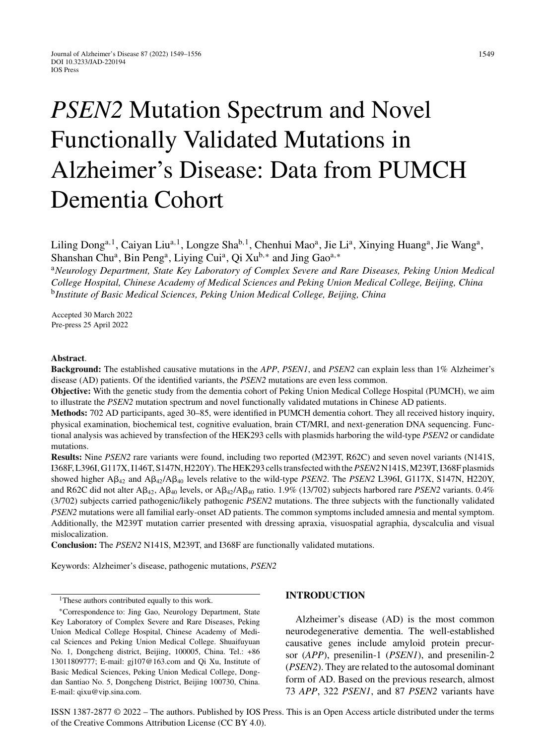# *PSEN2* Mutation Spectrum and Novel Functionally Validated Mutations in Alzheimer's Disease: Data from PUMCH Dementia Cohort

Liling Dong[a,1], Caiyan Liu[a,1], Longze Sha[b,1], Chenhui Mao[a], Jie Li[a], Xinying Huang[a], Jie Wang[a], Shanshan Chu[a], Bin Peng[a], Liying Cui[a], Qi Xu[b,*] and Jing Gao[a,*]

[a]*Neurology Department, State Key Laboratory of Complex Severe and Rare Diseases, Peking Union Medical College Hospital, Chinese Academy of Medical Sciences and Peking Union Medical College, Beijing, China*
[b]*Institute of Basic Medical Sciences, Peking Union Medical College, Beijing, China*

Accepted 30 March 2022
Pre-press 25 April 2022

**Abstract**.

**Background:** The established causative mutations in the *APP*, *PSEN1*, and *PSEN2* can explain less than 1% Alzheimer's disease (AD) patients. Of the identified variants, the *PSEN2* mutations are even less common.

**Objective:** With the genetic study from the dementia cohort of Peking Union Medical College Hospital (PUMCH), we aim to illustrate the *PSEN2* mutation spectrum and novel functionally validated mutations in Chinese AD patients.

**Methods:** 702 AD participants, aged 30–85, were identified in PUMCH dementia cohort. They all received history inquiry, physical examination, biochemical test, cognitive evaluation, brain CT/MRI, and next-generation DNA sequencing. Functional analysis was achieved by transfection of the HEK293 cells with plasmids harboring the wild-type *PSEN2* or candidate mutations.

**Results:** Nine *PSEN2* rare variants were found, including two reported (M239T, R62C) and seven novel variants (N141S, I368F, L396I, G117X, I146T, S147N, H220Y). The HEK293 cells transfected with the *PSEN2* N141S, M239T, I368F plasmids showed higher $A\beta_{42}$ and $A\beta_{42}/A\beta_{40}$ levels relative to the wild-type *PSEN2*. The *PSEN2* L396I, G117X, S147N, H220Y, and R62C did not alter $A\beta_{42}$, $A\beta_{40}$ levels, or $A\beta_{42}/A\beta_{40}$ ratio. 1.9% (13/702) subjects harbored rare *PSEN2* variants. 0.4% (3/702) subjects carried pathogenic/likely pathogenic *PSEN2* mutations. The three subjects with the functionally validated *PSEN2* mutations were all familial early-onset AD patients. The common symptoms included amnesia and mental symptom. Additionally, the M239T mutation carrier presented with dressing apraxia, visuospatial agraphia, dyscalculia and visual mislocalization.

**Conclusion:** The *PSEN2* N141S, M239T, and I368F are functionally validated mutations.

Keywords: Alzheimer's disease, pathogenic mutations, *PSEN2*

[1]These authors contributed equally to this work.

*Correspondence to: Jing Gao, Neurology Department, State Key Laboratory of Complex Severe and Rare Diseases, Peking Union Medical College Hospital, Chinese Academy of Medical Sciences and Peking Union Medical College. Shuaifuyuan No. 1, Dongcheng district, Beijing, 100005, China. Tel.: +86 13011809777; E-mail: gj107@163.com and Qi Xu, Institute of Basic Medical Sciences, Peking Union Medical College, Dongdan Santiao No. 5, Dongcheng District, Beijing 100730, China. E-mail: qixu@vip.sina.com.

## INTRODUCTION

Alzheimer's disease (AD) is the most common neurodegenerative dementia. The well-established causative genes include amyloid protein precursor (*APP*), presenilin-1 (*PSEN1*), and presenilin-2 (*PSEN2*). They are related to the autosomal dominant form of AD. Based on the previous research, almost 73 *APP*, 322 *PSEN1*, and 87 *PSEN2* variants have

ISSN 1387-2877 © 2022 – The authors. Published by IOS Press. This is an Open Access article distributed under the terms of the Creative Commons Attribution License (CC BY 4.0).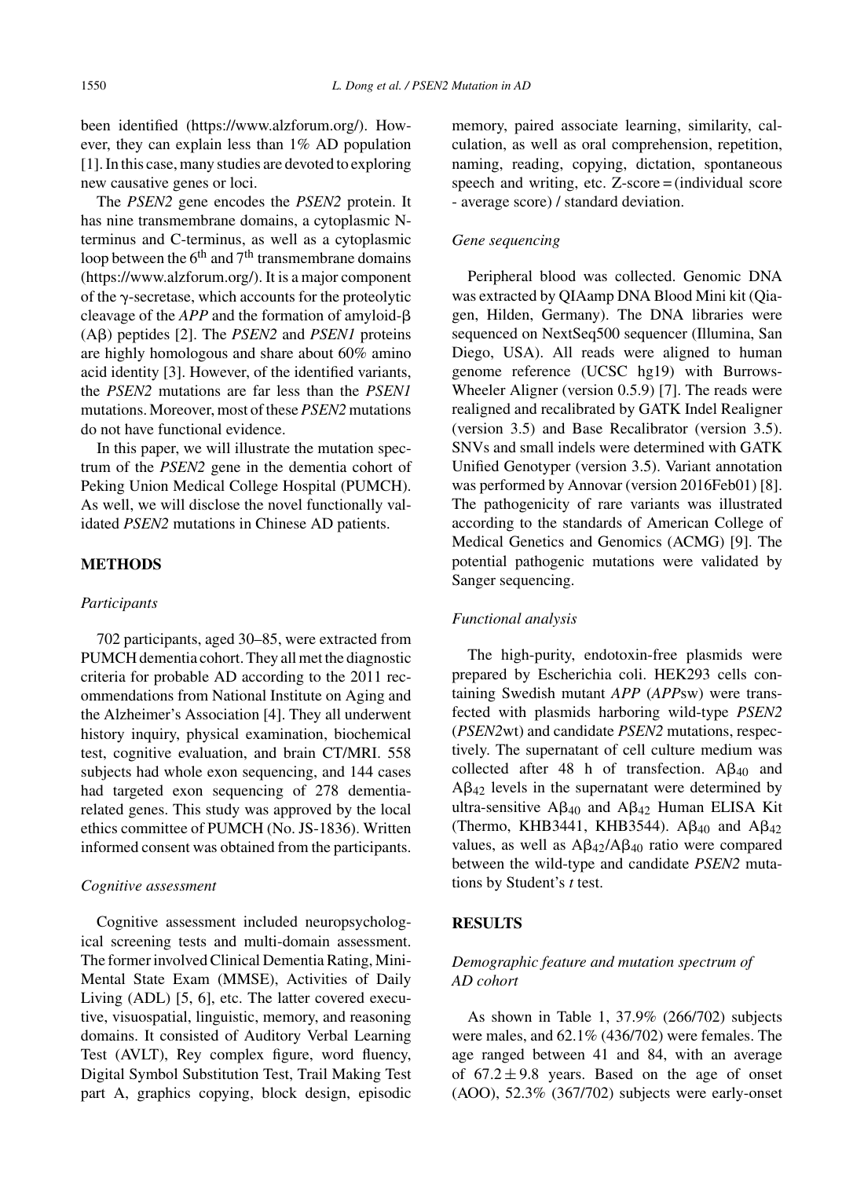been identified (https://www.alzforum.org/). However, they can explain less than 1% AD population [1]. In this case, many studies are devoted to exploring new causative genes or loci.

The *PSEN2* gene encodes the *PSEN2* protein. It has nine transmembrane domains, a cytoplasmic N-terminus and C-terminus, as well as a cytoplasmic loop between the 6th and 7th transmembrane domains (https://www.alzforum.org/). It is a major component of the γ-secretase, which accounts for the proteolytic cleavage of the *APP* and the formation of amyloid-β (Aβ) peptides [2]. The *PSEN2* and *PSEN1* proteins are highly homologous and share about 60% amino acid identity [3]. However, of the identified variants, the *PSEN2* mutations are far less than the *PSEN1* mutations. Moreover, most of these *PSEN2* mutations do not have functional evidence.

In this paper, we will illustrate the mutation spectrum of the *PSEN2* gene in the dementia cohort of Peking Union Medical College Hospital (PUMCH). As well, we will disclose the novel functionally validated *PSEN2* mutations in Chinese AD patients.

## METHODS

### *Participants*

702 participants, aged 30–85, were extracted from PUMCH dementia cohort. They all met the diagnostic criteria for probable AD according to the 2011 recommendations from National Institute on Aging and the Alzheimer's Association [4]. They all underwent history inquiry, physical examination, biochemical test, cognitive evaluation, and brain CT/MRI. 558 subjects had whole exon sequencing, and 144 cases had targeted exon sequencing of 278 dementia-related genes. This study was approved by the local ethics committee of PUMCH (No. JS-1836). Written informed consent was obtained from the participants.

### *Cognitive assessment*

Cognitive assessment included neuropsychological screening tests and multi-domain assessment. The former involved Clinical Dementia Rating, Mini-Mental State Exam (MMSE), Activities of Daily Living (ADL) [5, 6], etc. The latter covered executive, visuospatial, linguistic, memory, and reasoning domains. It consisted of Auditory Verbal Learning Test (AVLT), Rey complex figure, word fluency, Digital Symbol Substitution Test, Trail Making Test part A, graphics copying, block design, episodic memory, paired associate learning, similarity, calculation, as well as oral comprehension, repetition, naming, reading, copying, dictation, spontaneous speech and writing, etc. Z-score = (individual score - average score) / standard deviation.

### *Gene sequencing*

Peripheral blood was collected. Genomic DNA was extracted by QIAamp DNA Blood Mini kit (Qiagen, Hilden, Germany). The DNA libraries were sequenced on NextSeq500 sequencer (Illumina, San Diego, USA). All reads were aligned to human genome reference (UCSC hg19) with Burrows-Wheeler Aligner (version 0.5.9) [7]. The reads were realigned and recalibrated by GATK Indel Realigner (version 3.5) and Base Recalibrator (version 3.5). SNVs and small indels were determined with GATK Unified Genotyper (version 3.5). Variant annotation was performed by Annovar (version 2016Feb01) [8]. The pathogenicity of rare variants was illustrated according to the standards of American College of Medical Genetics and Genomics (ACMG) [9]. The potential pathogenic mutations were validated by Sanger sequencing.

### *Functional analysis*

The high-purity, endotoxin-free plasmids were prepared by Escherichia coli. HEK293 cells containing Swedish mutant *APP* (*APP*sw) were transfected with plasmids harboring wild-type *PSEN2* (*PSEN2*wt) and candidate *PSEN2* mutations, respectively. The supernatant of cell culture medium was collected after 48 h of transfection. $A\beta_{40}$ and $A\beta_{42}$ levels in the supernatant were determined by ultra-sensitive $A\beta_{40}$ and $A\beta_{42}$ Human ELISA Kit (Thermo, KHB3441, KHB3544). $A\beta_{40}$ and $A\beta_{42}$ values, as well as $A\beta_{42}/A\beta_{40}$ ratio were compared between the wild-type and candidate *PSEN2* mutations by Student's *t* test.

## RESULTS

### *Demographic feature and mutation spectrum of AD cohort*

As shown in Table 1, 37.9% (266/702) subjects were males, and 62.1% (436/702) were females. The age ranged between 41 and 84, with an average of $67.2 \pm 9.8$ years. Based on the age of onset (AOO), 52.3% (367/702) subjects were early-onset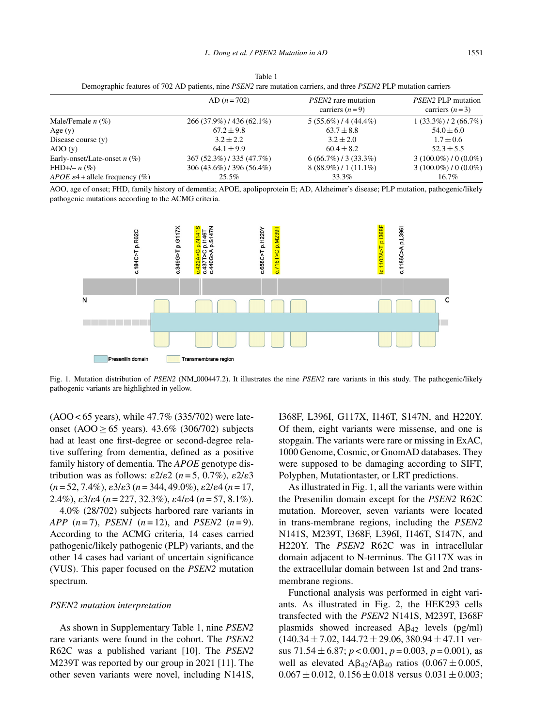Table 1
Demographic features of 702 AD patients, nine *PSEN2* rare mutation carriers, and three *PSEN2* PLP mutation carriers

| | AD ($n = 702$) | *PSEN2* rare mutation carriers ($n = 9$) | *PSEN2* PLP mutation carriers ($n = 3$) |
|---|---|---|---|
| Male/Female *n* (%) | 266 (37.9%) / 436 (62.1%) | 5 (55.6%) / 4 (44.4%) | 1 (33.3%) / 2 (66.7%) |
| Age (y) | $67.2 \pm 9.8$ | $63.7 \pm 8.8$ | $54.0 \pm 6.0$ |
| Disease course (y) | $3.2 \pm 2.2$ | $3.2 \pm 2.0$ | $1.7 \pm 0.6$ |
| AOO (y) | $64.1 \pm 9.9$ | $60.4 \pm 8.2$ | $52.3 \pm 5.5$ |
| Early-onset/Late-onset *n* (%) | 367 (52.3%) / 335 (47.7%) | 6 (66.7%) / 3 (33.3%) | 3 (100.0%) / 0 (0.0%) |
| FHD+/– *n* (%) | 306 (43.6%) / 396 (56.4%) | 8 (88.9%) / 1 (11.1%) | 3 (100.0%) / 0 (0.0%) |
| *APOE* ε4 + allele frequency (%) | 25.5% | 33.3% | 16.7% |

AOO, age of onset; FHD, family history of dementia; APOE, apolipoprotein E; AD, Alzheimer's disease; PLP mutation, pathogenic/likely pathogenic mutations according to the ACMG criteria.

Fig. 1. Mutation distribution of *PSEN2* (NM_000447.2). It illustrates the nine *PSEN2* rare variants in this study. The pathogenic/likely pathogenic variants are highlighted in yellow.

(AOO < 65 years), while 47.7% (335/702) were late-onset (AOO ≥ 65 years). 43.6% (306/702) subjects had at least one first-degree or second-degree relative suffering from dementia, defined as a positive family history of dementia. The *APOE* genotype distribution was as follows: ε2/ε2 ($n = 5$, 0.7%), ε2/ε3 ($n = 52$, 7.4%), ε3/ε3 ($n = 344$, 49.0%), ε2/ε4 ($n = 17$, 2.4%), ε3/ε4 ($n = 227$, 32.3%), ε4/ε4 ($n = 57$, 8.1%).

4.0% (28/702) subjects harbored rare variants in *APP* ($n = 7$), *PSEN1* ($n = 12$), and *PSEN2* ($n = 9$). According to the ACMG criteria, 14 cases carried pathogenic/likely pathogenic (PLP) variants, and the other 14 cases had variant of uncertain significance (VUS). This paper focused on the *PSEN2* mutation spectrum.

### *PSEN2 mutation interpretation*

As shown in Supplementary Table 1, nine *PSEN2* rare variants were found in the cohort. The *PSEN2* R62C was a published variant [10]. The *PSEN2* M239T was reported by our group in 2021 [11]. The other seven variants were novel, including N141S, I368F, L396I, G117X, I146T, S147N, and H220Y. Of them, eight variants were missense, and one is stopgain. The variants were rare or missing in ExAC, 1000 Genome, Cosmic, or GnomAD databases. They were supposed to be damaging according to SIFT, Polyphen, Mutationtaster, or LRT predictions.

As illustrated in Fig. 1, all the variants were within the Presenilin domain except for the *PSEN2* R62C mutation. Moreover, seven variants were located in trans-membrane regions, including the *PSEN2* N141S, M239T, I368F, L396I, I146T, S147N, and H220Y. The *PSEN2* R62C was in intracellular domain adjacent to N-terminus. The G117X was in the extracellular domain between 1st and 2nd transmembrane regions.

Functional analysis was performed in eight variants. As illustrated in Fig. 2, the HEK293 cells transfected with the *PSEN2* N141S, M239T, I368F plasmids showed increased $A\beta_{42}$ levels (pg/ml) ($140.34 \pm 7.02$, $144.72 \pm 29.06$, $380.94 \pm 47.11$ versus $71.54 \pm 6.87$; $p < 0.001$, $p = 0.003$, $p = 0.001$), as well as elevated $A\beta_{42}/A\beta_{40}$ ratios ($0.067 \pm 0.005$, $0.067 \pm 0.012$, $0.156 \pm 0.018$ versus $0.031 \pm 0.003$;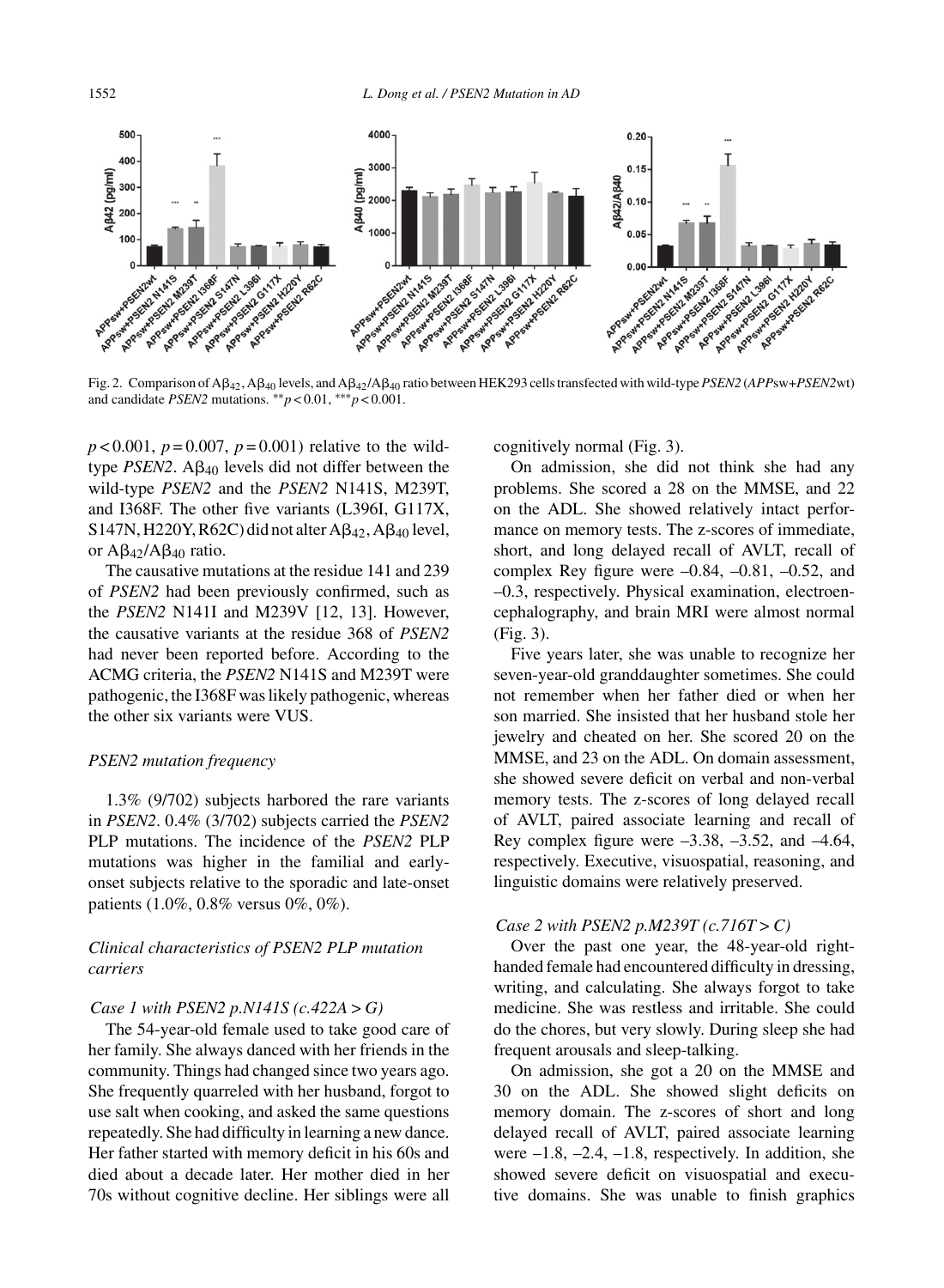Fig. 2. Comparison of $A\beta_{42}$, $A\beta_{40}$ levels, and $A\beta_{42}/A\beta_{40}$ ratio between HEK293 cells transfected with wild-type *PSEN2* (*APP*sw+*PSEN2*wt) and candidate *PSEN2* mutations. $^{**}p < 0.01$, $^{***}p < 0.001$.

$p < 0.001$, $p = 0.007$, $p = 0.001$) relative to the wild-type *PSEN2*. $A\beta_{40}$ levels did not differ between the wild-type *PSEN2* and the *PSEN2* N141S, M239T, and I368F. The other five variants (L396I, G117X, S147N, H220Y, R62C) did not alter $A\beta_{42}$, $A\beta_{40}$ level, or $A\beta_{42}/A\beta_{40}$ ratio.

The causative mutations at the residue 141 and 239 of *PSEN2* had been previously confirmed, such as the *PSEN2* N141I and M239V [12, 13]. However, the causative variants at the residue 368 of *PSEN2* had never been reported before. According to the ACMG criteria, the *PSEN2* N141S and M239T were pathogenic, the I368F was likely pathogenic, whereas the other six variants were VUS.

### *PSEN2 mutation frequency*

1.3% (9/702) subjects harbored the rare variants in *PSEN2*. 0.4% (3/702) subjects carried the *PSEN2* PLP mutations. The incidence of the *PSEN2* PLP mutations was higher in the familial and early-onset subjects relative to the sporadic and late-onset patients (1.0%, 0.8% versus 0%, 0%).

### *Clinical characteristics of PSEN2 PLP mutation carriers*

#### *Case 1 with PSEN2 p.N141S (c.422A > G)*

The 54-year-old female used to take good care of her family. She always danced with her friends in the community. Things had changed since two years ago. She frequently quarreled with her husband, forgot to use salt when cooking, and asked the same questions repeatedly. She had difficulty in learning a new dance. Her father started with memory deficit in his 60s and died about a decade later. Her mother died in her 70s without cognitive decline. Her siblings were all cognitively normal (Fig. 3).

On admission, she did not think she had any problems. She scored a 28 on the MMSE, and 22 on the ADL. She showed relatively intact performance on memory tests. The z-scores of immediate, short, and long delayed recall of AVLT, recall of complex Rey figure were –0.84, –0.81, –0.52, and –0.3, respectively. Physical examination, electroencephalography, and brain MRI were almost normal (Fig. 3).

Five years later, she was unable to recognize her seven-year-old granddaughter sometimes. She could not remember when her father died or when her son married. She insisted that her husband stole her jewelry and cheated on her. She scored 20 on the MMSE, and 23 on the ADL. On domain assessment, she showed severe deficit on verbal and non-verbal memory tests. The z-scores of long delayed recall of AVLT, paired associate learning and recall of Rey complex figure were –3.38, –3.52, and –4.64, respectively. Executive, visuospatial, reasoning, and linguistic domains were relatively preserved.

#### *Case 2 with PSEN2 p.M239T (c.716T > C)*

Over the past one year, the 48-year-old right-handed female had encountered difficulty in dressing, writing, and calculating. She always forgot to take medicine. She was restless and irritable. She could do the chores, but very slowly. During sleep she had frequent arousals and sleep-talking.

On admission, she got a 20 on the MMSE and 30 on the ADL. She showed slight deficits on memory domain. The z-scores of short and long delayed recall of AVLT, paired associate learning were –1.8, –2.4, –1.8, respectively. In addition, she showed severe deficit on visuospatial and executive domains. She was unable to finish graphics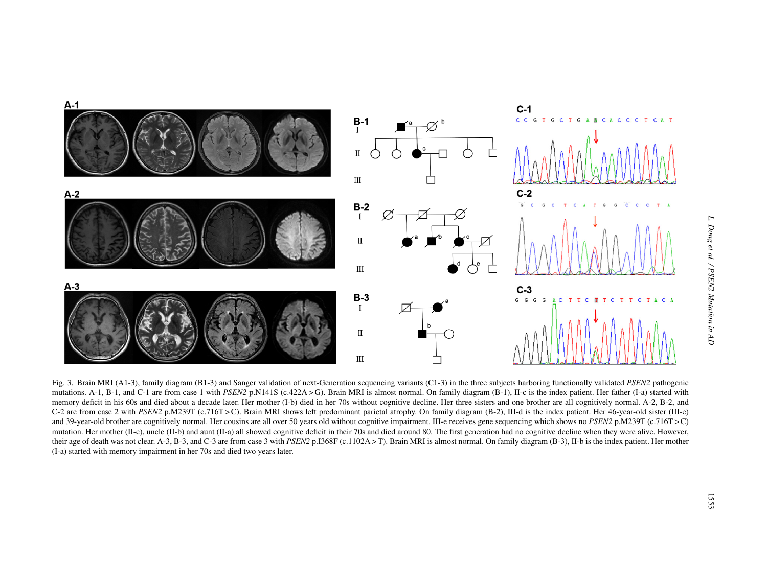Fig. 3. Brain MRI (A1-3), family diagram (B1-3) and Sanger validation of next-Generation sequencing variants (C1-3) in the three subjects harboring functionally validated *PSEN2* pathogenic mutations. A-1, B-1, and C-1 are from case 1 with *PSEN2* p.N141S (c.422A > G). Brain MRI is almost normal. On family diagram (B-1), II-c is the index patient. Her father (I-a) started with memory deficit in his 60s and died about a decade later. Her mother (I-b) died in her 70s without cognitive decline. Her three sisters and one brother are all cognitively normal. A-2, B-2, and C-2 are from case 2 with *PSEN2* p.M239T (c.716T > C). Brain MRI shows left predominant parietal atrophy. On family diagram (B-2), III-d is the index patient. Her 46-year-old sister (III-e) and 39-year-old brother are cognitively normal. Her cousins are all over 50 years old without cognitive impairment. III-e receives gene sequencing which shows no *PSEN2* p.M239T (c.716T > C) mutation. Her mother (II-c), uncle (II-b) and aunt (II-a) all showed cognitive deficit in their 70s and died around 80. The first generation had no cognitive decline when they were alive. However, their age of death was not clear. A-3, B-3, and C-3 are from case 3 with *PSEN2* p.I368F (c.1102A > T). Brain MRI is almost normal. On family diagram (B-3), II-b is the index patient. Her mother (I-a) started with memory impairment in her 70s and died two years later.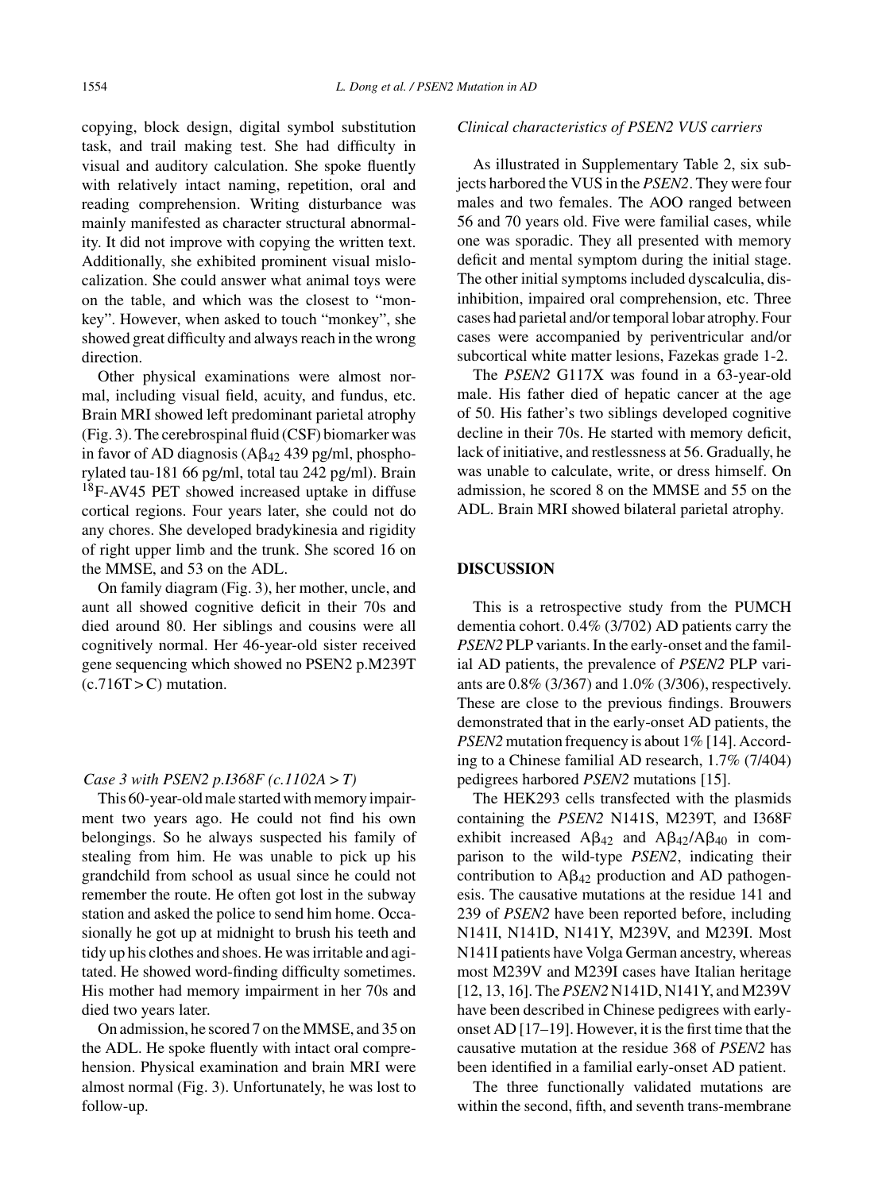copying, block design, digital symbol substitution task, and trail making test. She had difficulty in visual and auditory calculation. She spoke fluently with relatively intact naming, repetition, oral and reading comprehension. Writing disturbance was mainly manifested as character structural abnormality. It did not improve with copying the written text. Additionally, she exhibited prominent visual mislocalization. She could answer what animal toys were on the table, and which was the closest to "monkey". However, when asked to touch "monkey", she showed great difficulty and always reach in the wrong direction.

Other physical examinations were almost normal, including visual field, acuity, and fundus, etc. Brain MRI showed left predominant parietal atrophy (Fig. 3). The cerebrospinal fluid (CSF) biomarker was in favor of AD diagnosis ($A\beta_{42}$ 439 pg/ml, phosphorylated tau-181 66 pg/ml, total tau 242 pg/ml). Brain $^{18}$F-AV45 PET showed increased uptake in diffuse cortical regions. Four years later, she could not do any chores. She developed bradykinesia and rigidity of right upper limb and the trunk. She scored 16 on the MMSE, and 53 on the ADL.

On family diagram (Fig. 3), her mother, uncle, and aunt all showed cognitive deficit in their 70s and died around 80. Her siblings and cousins were all cognitively normal. Her 46-year-old sister received gene sequencing which showed no PSEN2 p.M239T (c.716T > C) mutation.

### *Case 3 with PSEN2 p.I368F (c.1102A > T)*

This 60-year-old male started with memory impairment two years ago. He could not find his own belongings. So he always suspected his family of stealing from him. He was unable to pick up his grandchild from school as usual since he could not remember the route. He often got lost in the subway station and asked the police to send him home. Occasionally he got up at midnight to brush his teeth and tidy up his clothes and shoes. He was irritable and agitated. He showed word-finding difficulty sometimes. His mother had memory impairment in her 70s and died two years later.

On admission, he scored 7 on the MMSE, and 35 on the ADL. He spoke fluently with intact oral comprehension. Physical examination and brain MRI were almost normal (Fig. 3). Unfortunately, he was lost to follow-up.

### *Clinical characteristics of PSEN2 VUS carriers*

As illustrated in Supplementary Table 2, six subjects harbored the VUS in the *PSEN2*. They were four males and two females. The AOO ranged between 56 and 70 years old. Five were familial cases, while one was sporadic. They all presented with memory deficit and mental symptom during the initial stage. The other initial symptoms included dyscalculia, disinhibition, impaired oral comprehension, etc. Three cases had parietal and/or temporal lobar atrophy. Four cases were accompanied by periventricular and/or subcortical white matter lesions, Fazekas grade 1-2.

The *PSEN2* G117X was found in a 63-year-old male. His father died of hepatic cancer at the age of 50. His father's two siblings developed cognitive decline in their 70s. He started with memory deficit, lack of initiative, and restlessness at 56. Gradually, he was unable to calculate, write, or dress himself. On admission, he scored 8 on the MMSE and 55 on the ADL. Brain MRI showed bilateral parietal atrophy.

## DISCUSSION

This is a retrospective study from the PUMCH dementia cohort. 0.4% (3/702) AD patients carry the *PSEN2* PLP variants. In the early-onset and the familial AD patients, the prevalence of *PSEN2* PLP variants are 0.8% (3/367) and 1.0% (3/306), respectively. These are close to the previous findings. Brouwers demonstrated that in the early-onset AD patients, the *PSEN2* mutation frequency is about 1% [14]. According to a Chinese familial AD research, 1.7% (7/404) pedigrees harbored *PSEN2* mutations [15].

The HEK293 cells transfected with the plasmids containing the *PSEN2* N141S, M239T, and I368F exhibit increased $A\beta_{42}$ and $A\beta_{42}/A\beta_{40}$ in comparison to the wild-type *PSEN2*, indicating their contribution to $A\beta_{42}$ production and AD pathogenesis. The causative mutations at the residue 141 and 239 of *PSEN2* have been reported before, including N141I, N141D, N141Y, M239V, and M239I. Most N141I patients have Volga German ancestry, whereas most M239V and M239I cases have Italian heritage [12, 13, 16]. The *PSEN2* N141D, N141Y, and M239V have been described in Chinese pedigrees with early-onset AD [17–19]. However, it is the first time that the causative mutation at the residue 368 of *PSEN2* has been identified in a familial early-onset AD patient.

The three functionally validated mutations are within the second, fifth, and seventh trans-membrane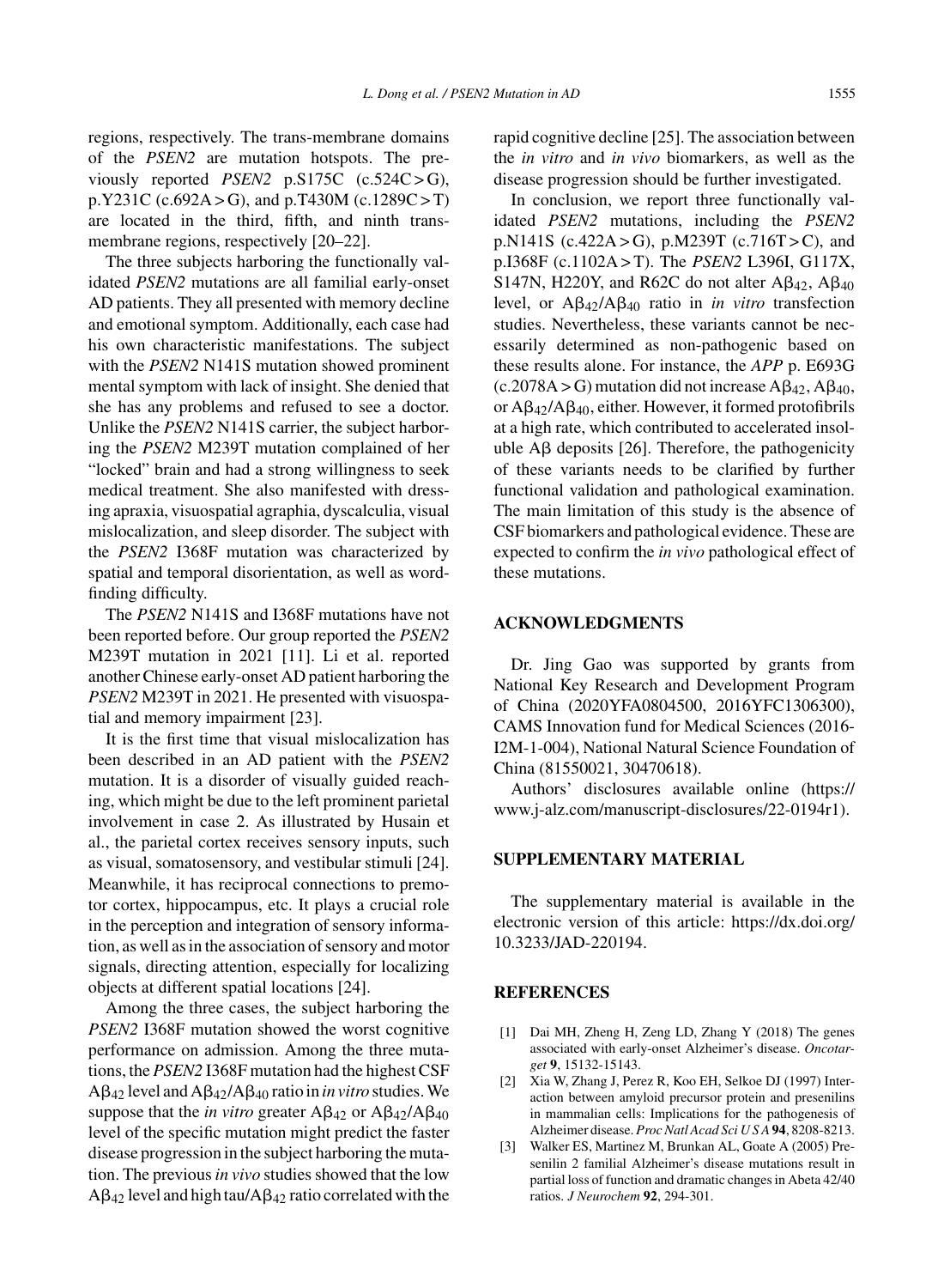regions, respectively. The trans-membrane domains of the *PSEN2* are mutation hotspots. The previously reported *PSEN2* p.S175C (c.524C > G), p.Y231C (c.692A > G), and p.T430M (c.1289C > T) are located in the third, fifth, and ninth transmembrane regions, respectively [20–22].

The three subjects harboring the functionally validated *PSEN2* mutations are all familial early-onset AD patients. They all presented with memory decline and emotional symptom. Additionally, each case had his own characteristic manifestations. The subject with the *PSEN2* N141S mutation showed prominent mental symptom with lack of insight. She denied that she has any problems and refused to see a doctor. Unlike the *PSEN2* N141S carrier, the subject harboring the *PSEN2* M239T mutation complained of her "locked" brain and had a strong willingness to seek medical treatment. She also manifested with dressing apraxia, visuospatial agraphia, dyscalculia, visual mislocalization, and sleep disorder. The subject with the *PSEN2* I368F mutation was characterized by spatial and temporal disorientation, as well as word-finding difficulty.

The *PSEN2* N141S and I368F mutations have not been reported before. Our group reported the *PSEN2* M239T mutation in 2021 [11]. Li et al. reported another Chinese early-onset AD patient harboring the *PSEN2* M239T in 2021. He presented with visuospatial and memory impairment [23].

It is the first time that visual mislocalization has been described in an AD patient with the *PSEN2* mutation. It is a disorder of visually guided reaching, which might be due to the left prominent parietal involvement in case 2. As illustrated by Husain et al., the parietal cortex receives sensory inputs, such as visual, somatosensory, and vestibular stimuli [24]. Meanwhile, it has reciprocal connections to premotor cortex, hippocampus, etc. It plays a crucial role in the perception and integration of sensory information, as well as in the association of sensory and motor signals, directing attention, especially for localizing objects at different spatial locations [24].

Among the three cases, the subject harboring the *PSEN2* I368F mutation showed the worst cognitive performance on admission. Among the three mutations, the *PSEN2* I368F mutation had the highest CSF $A\beta_{42}$ level and $A\beta_{42}/A\beta_{40}$ ratio in *in vitro* studies. We suppose that the *in vitro* greater $A\beta_{42}$ or $A\beta_{42}/A\beta_{40}$ level of the specific mutation might predict the faster disease progression in the subject harboring the mutation. The previous *in vivo* studies showed that the low $A\beta_{42}$ level and high tau/$A\beta_{42}$ ratio correlated with the rapid cognitive decline [25]. The association between the *in vitro* and *in vivo* biomarkers, as well as the disease progression should be further investigated.

In conclusion, we report three functionally validated *PSEN2* mutations, including the *PSEN2* p.N141S (c.422A > G), p.M239T (c.716T > C), and p.I368F (c.1102A > T). The *PSEN2* L396I, G117X, S147N, H220Y, and R62C do not alter $A\beta_{42}$, $A\beta_{40}$ level, or $A\beta_{42}/A\beta_{40}$ ratio in *in vitro* transfection studies. Nevertheless, these variants cannot be necessarily determined as non-pathogenic based on these results alone. For instance, the *APP* p. E693G (c.2078A > G) mutation did not increase $A\beta_{42}$, $A\beta_{40}$, or $A\beta_{42}/A\beta_{40}$, either. However, it formed protofibrils at a high rate, which contributed to accelerated insoluble Aβ deposits [26]. Therefore, the pathogenicity of these variants needs to be clarified by further functional validation and pathological examination. The main limitation of this study is the absence of CSF biomarkers and pathological evidence. These are expected to confirm the *in vivo* pathological effect of these mutations.

## ACKNOWLEDGMENTS

Dr. Jing Gao was supported by grants from National Key Research and Development Program of China (2020YFA0804500, 2016YFC1306300), CAMS Innovation fund for Medical Sciences (2016-I2M-1-004), National Natural Science Foundation of China (81550021, 30470618).

Authors' disclosures available online (https://www.j-alz.com/manuscript-disclosures/22-0194r1).

## SUPPLEMENTARY MATERIAL

The supplementary material is available in the electronic version of this article: https://dx.doi.org/10.3233/JAD-220194.

## REFERENCES

[1] Dai MH, Zheng H, Zeng LD, Zhang Y (2018) The genes associated with early-onset Alzheimer's disease. *Oncotarget* **9**, 15132-15143.

[2] Xia W, Zhang J, Perez R, Koo EH, Selkoe DJ (1997) Interaction between amyloid precursor protein and presenilins in mammalian cells: Implications for the pathogenesis of Alzheimer disease. *Proc Natl Acad Sci U S A* **94**, 8208-8213.

[3] Walker ES, Martinez M, Brunkan AL, Goate A (2005) Presenilin 2 familial Alzheimer's disease mutations result in partial loss of function and dramatic changes in Abeta 42/40 ratios. *J Neurochem* **92**, 294-301.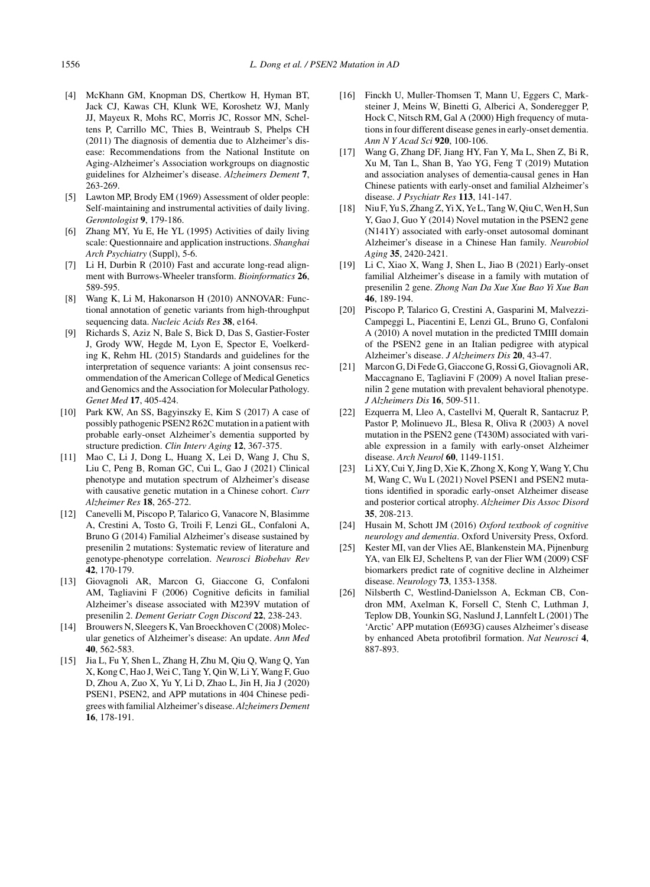[4] McKhann GM, Knopman DS, Chertkow H, Hyman BT, Jack CJ, Kawas CH, Klunk WE, Koroshetz WJ, Manly JJ, Mayeux R, Mohs RC, Morris JC, Rossor MN, Scheltens P, Carrillo MC, Thies B, Weintraub S, Phelps CH (2011) The diagnosis of dementia due to Alzheimer's disease: Recommendations from the National Institute on Aging-Alzheimer's Association workgroups on diagnostic guidelines for Alzheimer's disease. *Alzheimers Dement* **7**, 263-269.

[5] Lawton MP, Brody EM (1969) Assessment of older people: Self-maintaining and instrumental activities of daily living. *Gerontologist* **9**, 179-186.

[6] Zhang MY, Yu E, He YL (1995) Activities of daily living scale: Questionnaire and application instructions. *Shanghai Arch Psychiatry* (Suppl), 5-6.

[7] Li H, Durbin R (2010) Fast and accurate long-read alignment with Burrows-Wheeler transform. *Bioinformatics* **26**, 589-595.

[8] Wang K, Li M, Hakonarson H (2010) ANNOVAR: Functional annotation of genetic variants from high-throughput sequencing data. *Nucleic Acids Res* **38**, e164.

[9] Richards S, Aziz N, Bale S, Bick D, Das S, Gastier-Foster J, Grody WW, Hegde M, Lyon E, Spector E, Voelkerding K, Rehm HL (2015) Standards and guidelines for the interpretation of sequence variants: A joint consensus recommendation of the American College of Medical Genetics and Genomics and the Association for Molecular Pathology. *Genet Med* **17**, 405-424.

[10] Park KW, An SS, Bagyinszky E, Kim S (2017) A case of possibly pathogenic PSEN2 R62C mutation in a patient with probable early-onset Alzheimer's dementia supported by structure prediction. *Clin Interv Aging* **12**, 367-375.

[11] Mao C, Li J, Dong L, Huang X, Lei D, Wang J, Chu S, Liu C, Peng B, Roman GC, Cui L, Gao J (2021) Clinical phenotype and mutation spectrum of Alzheimer's disease with causative genetic mutation in a Chinese cohort. *Curr Alzheimer Res* **18**, 265-272.

[12] Canevelli M, Piscopo P, Talarico G, Vanacore N, Blasimme A, Crestini A, Tosto G, Troili F, Lenzi GL, Confaloni A, Bruno G (2014) Familial Alzheimer's disease sustained by presenilin 2 mutations: Systematic review of literature and genotype-phenotype correlation. *Neurosci Biobehav Rev* **42**, 170-179.

[13] Giovagnoli AR, Marcon G, Giaccone G, Confaloni AM, Tagliavini F (2006) Cognitive deficits in familial Alzheimer's disease associated with M239V mutation of presenilin 2. *Dement Geriatr Cogn Discord* **22**, 238-243.

[14] Brouwers N, Sleegers K, Van Broeckhoven C (2008) Molecular genetics of Alzheimer's disease: An update. *Ann Med* **40**, 562-583.

[15] Jia L, Fu Y, Shen L, Zhang H, Zhu M, Qiu Q, Wang Q, Yan X, Kong C, Hao J, Wei C, Tang Y, Qin W, Li Y, Wang F, Guo D, Zhou A, Zuo X, Yu Y, Li D, Zhao L, Jin H, Jia J (2020) PSEN1, PSEN2, and APP mutations in 404 Chinese pedigrees with familial Alzheimer's disease. *Alzheimers Dement* **16**, 178-191.

[16] Finckh U, Muller-Thomsen T, Mann U, Eggers C, Marksteiner J, Meins W, Binetti G, Alberici A, Sonderegger P, Hock C, Nitsch RM, Gal A (2000) High frequency of mutations in four different disease genes in early-onset dementia. *Ann N Y Acad Sci* **920**, 100-106.

[17] Wang G, Zhang DF, Jiang HY, Fan Y, Ma L, Shen Z, Bi R, Xu M, Tan L, Shan B, Yao YG, Feng T (2019) Mutation and association analyses of dementia-causal genes in Han Chinese patients with early-onset and familial Alzheimer's disease. *J Psychiatr Res* **113**, 141-147.

[18] Niu F, Yu S, Zhang Z, Yi X, Ye L, Tang W, Qiu C, Wen H, Sun Y, Gao J, Guo Y (2014) Novel mutation in the PSEN2 gene (N141Y) associated with early-onset autosomal dominant Alzheimer's disease in a Chinese Han family. *Neurobiol Aging* **35**, 2420-2421.

[19] Li C, Xiao X, Wang J, Shen L, Jiao B (2021) Early-onset familial Alzheimer's disease in a family with mutation of presenilin 2 gene. *Zhong Nan Da Xue Xue Bao Yi Xue Ban* **46**, 189-194.

[20] Piscopo P, Talarico G, Crestini A, Gasparini M, Malvezzi-Campeggi L, Piacentini E, Lenzi GL, Bruno G, Confaloni A (2010) A novel mutation in the predicted TMIII domain of the PSEN2 gene in an Italian pedigree with atypical Alzheimer's disease. *J Alzheimers Dis* **20**, 43-47.

[21] Marcon G, Di Fede G, Giaccone G, Rossi G, Giovagnoli AR, Maccagnano E, Tagliavini F (2009) A novel Italian presenilin 2 gene mutation with prevalent behavioral phenotype. *J Alzheimers Dis* **16**, 509-511.

[22] Ezquerra M, Lleo A, Castellvi M, Queralt R, Santacruz P, Pastor P, Molinuevo JL, Blesa R, Oliva R (2003) A novel mutation in the PSEN2 gene (T430M) associated with variable expression in a family with early-onset Alzheimer disease. *Arch Neurol* **60**, 1149-1151.

[23] Li XY, Cui Y, Jing D, Xie K, Zhong X, Kong Y, Wang Y, Chu M, Wang C, Wu L (2021) Novel PSEN1 and PSEN2 mutations identified in sporadic early-onset Alzheimer disease and posterior cortical atrophy. *Alzheimer Dis Assoc Disord* **35**, 208-213.

[24] Husain M, Schott JM (2016) *Oxford textbook of cognitive neurology and dementia*. Oxford University Press, Oxford.

[25] Kester MI, van der Vlies AE, Blankenstein MA, Pijnenburg YA, van Elk EJ, Scheltens P, van der Flier WM (2009) CSF biomarkers predict rate of cognitive decline in Alzheimer disease. *Neurology* **73**, 1353-1358.

[26] Nilsberth C, Westlind-Danielsson A, Eckman CB, Condron MM, Axelman K, Forsell C, Stenh C, Luthman J, Teplow DB, Younkin SG, Naslund J, Lannfelt L (2001) The 'Arctic' APP mutation (E693G) causes Alzheimer's disease by enhanced Abeta protofibril formation. *Nat Neurosci* **4**, 887-893.